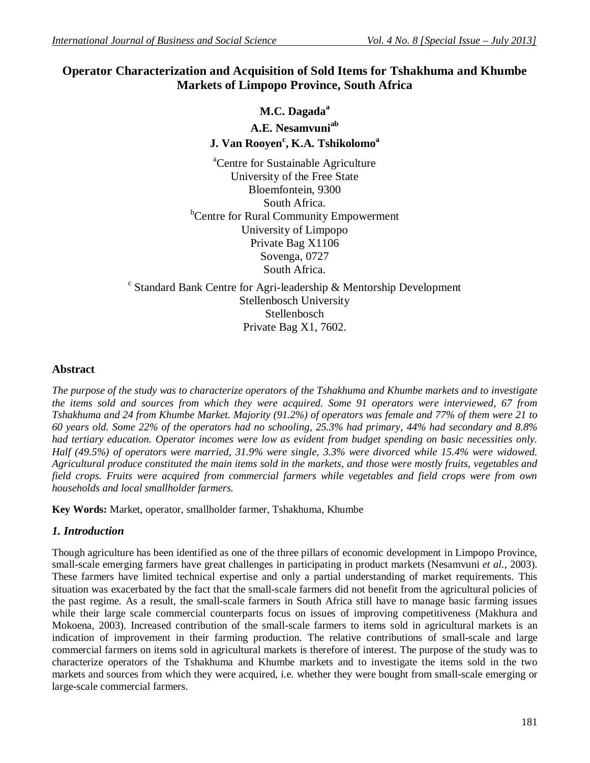# Operator Characterization and Acquisition of Sold Items for Tshakhuma and Khumbe Markets of Limpopo Province, South Africa

**M.C. Dagada**[a]

**A.E. Nesamvuni**[ab]

**J. Van Rooyen**[c], **K.A. Tshikolomo**[a]

[a]Centre for Sustainable Agriculture
University of the Free State
Bloemfontein, 9300
South Africa.

[b]Centre for Rural Community Empowerment
University of Limpopo
Private Bag X1106
Sovenga, 0727
South Africa.

[c] Standard Bank Centre for Agri-leadership & Mentorship Development
Stellenbosch University
Stellenbosch
Private Bag X1, 7602.

## Abstract

*The purpose of the study was to characterize operators of the Tshakhuma and Khumbe markets and to investigate the items sold and sources from which they were acquired. Some 91 operators were interviewed, 67 from Tshakhuma and 24 from Khumbe Market. Majority (91.2%) of operators was female and 77% of them were 21 to 60 years old. Some 22% of the operators had no schooling, 25.3% had primary, 44% had secondary and 8.8% had tertiary education. Operator incomes were low as evident from budget spending on basic necessities only. Half (49.5%) of operators were married, 31.9% were single, 3.3% were divorced while 15.4% were widowed. Agricultural produce constituted the main items sold in the markets, and those were mostly fruits, vegetables and field crops. Fruits were acquired from commercial farmers while vegetables and field crops were from own households and local smallholder farmers.*

**Key Words:** Market, operator, smallholder farmer, Tshakhuma, Khumbe

## *1. Introduction*

Though agriculture has been identified as one of the three pillars of economic development in Limpopo Province, small-scale emerging farmers have great challenges in participating in product markets (Nesamvuni *et al.,* 2003). These farmers have limited technical expertise and only a partial understanding of market requirements. This situation was exacerbated by the fact that the small-scale farmers did not benefit from the agricultural policies of the past regime. As a result, the small-scale farmers in South Africa still have to manage basic farming issues while their large scale commercial counterparts focus on issues of improving competitiveness (Makhura and Mokoena, 2003). Increased contribution of the small-scale farmers to items sold in agricultural markets is an indication of improvement in their farming production. The relative contributions of small-scale and large commercial farmers on items sold in agricultural markets is therefore of interest. The purpose of the study was to characterize operators of the Tshakhuma and Khumbe markets and to investigate the items sold in the two markets and sources from which they were acquired, i.e. whether they were bought from small-scale emerging or large-scale commercial farmers.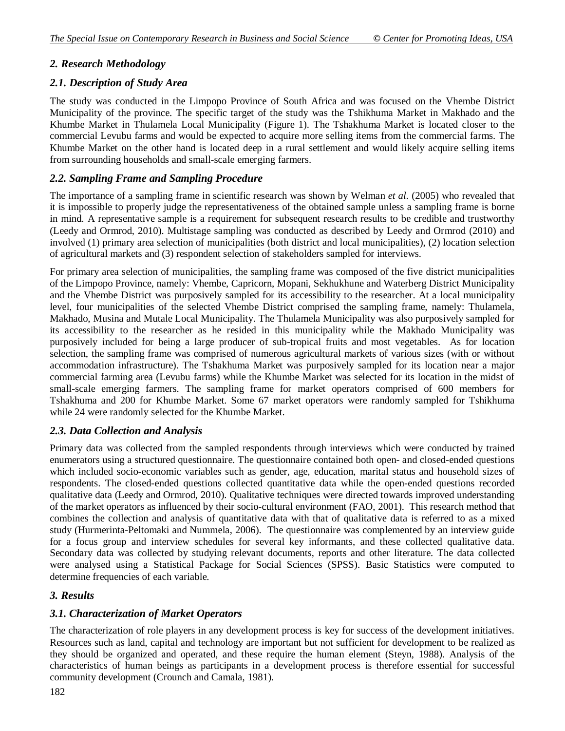### *2. Research Methodology*

### *2.1. Description of Study Area*

The study was conducted in the Limpopo Province of South Africa and was focused on the Vhembe District Municipality of the province. The specific target of the study was the Tshikhuma Market in Makhado and the Khumbe Market in Thulamela Local Municipality (Figure 1). The Tshakhuma Market is located closer to the commercial Levubu farms and would be expected to acquire more selling items from the commercial farms. The Khumbe Market on the other hand is located deep in a rural settlement and would likely acquire selling items from surrounding households and small-scale emerging farmers.

### *2.2. Sampling Frame and Sampling Procedure*

The importance of a sampling frame in scientific research was shown by Welman *et al.* (2005) who revealed that it is impossible to properly judge the representativeness of the obtained sample unless a sampling frame is borne in mind. A representative sample is a requirement for subsequent research results to be credible and trustworthy (Leedy and Ormrod, 2010). Multistage sampling was conducted as described by Leedy and Ormrod (2010) and involved (1) primary area selection of municipalities (both district and local municipalities), (2) location selection of agricultural markets and (3) respondent selection of stakeholders sampled for interviews.

For primary area selection of municipalities, the sampling frame was composed of the five district municipalities of the Limpopo Province, namely: Vhembe, Capricorn, Mopani, Sekhukhune and Waterberg District Municipality and the Vhembe District was purposively sampled for its accessibility to the researcher. At a local municipality level, four municipalities of the selected Vhembe District comprised the sampling frame, namely: Thulamela, Makhado, Musina and Mutale Local Municipality. The Thulamela Municipality was also purposively sampled for its accessibility to the researcher as he resided in this municipality while the Makhado Municipality was purposively included for being a large producer of sub-tropical fruits and most vegetables. As for location selection, the sampling frame was comprised of numerous agricultural markets of various sizes (with or without accommodation infrastructure). The Tshakhuma Market was purposively sampled for its location near a major commercial farming area (Levubu farms) while the Khumbe Market was selected for its location in the midst of small-scale emerging farmers. The sampling frame for market operators comprised of 600 members for Tshakhuma and 200 for Khumbe Market. Some 67 market operators were randomly sampled for Tshikhuma while 24 were randomly selected for the Khumbe Market.

### *2.3. Data Collection and Analysis*

Primary data was collected from the sampled respondents through interviews which were conducted by trained enumerators using a structured questionnaire. The questionnaire contained both open- and closed-ended questions which included socio-economic variables such as gender, age, education, marital status and household sizes of respondents. The closed-ended questions collected quantitative data while the open-ended questions recorded qualitative data (Leedy and Ormrod, 2010). Qualitative techniques were directed towards improved understanding of the market operators as influenced by their socio-cultural environment (FAO, 2001). This research method that combines the collection and analysis of quantitative data with that of qualitative data is referred to as a mixed study (Hurmerinta-Peltomaki and Nummela, 2006). The questionnaire was complemented by an interview guide for a focus group and interview schedules for several key informants, and these collected qualitative data. Secondary data was collected by studying relevant documents, reports and other literature. The data collected were analysed using a Statistical Package for Social Sciences (SPSS). Basic Statistics were computed to determine frequencies of each variable.

### *3. Results*

### *3.1. Characterization of Market Operators*

The characterization of role players in any development process is key for success of the development initiatives. Resources such as land, capital and technology are important but not sufficient for development to be realized as they should be organized and operated, and these require the human element (Steyn, 1988). Analysis of the characteristics of human beings as participants in a development process is therefore essential for successful community development (Crounch and Camala, 1981).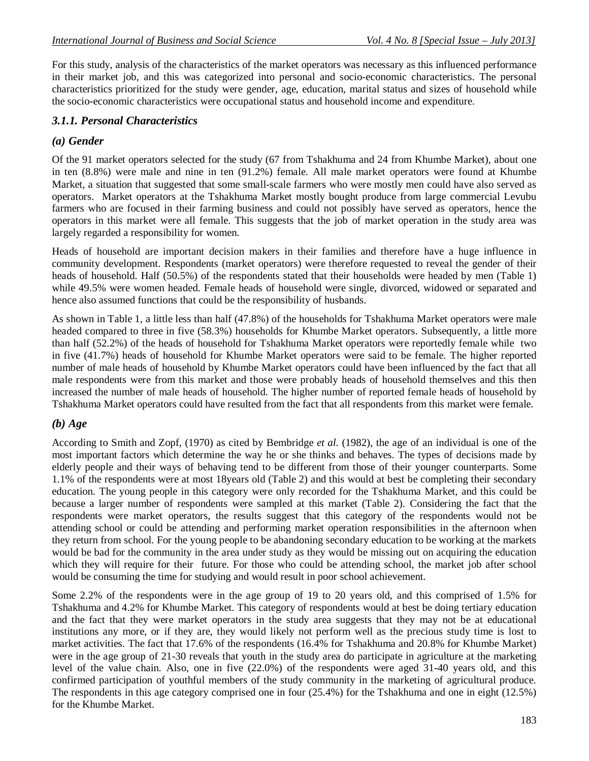For this study, analysis of the characteristics of the market operators was necessary as this influenced performance in their market job, and this was categorized into personal and socio-economic characteristics. The personal characteristics prioritized for the study were gender, age, education, marital status and sizes of household while the socio-economic characteristics were occupational status and household income and expenditure.

### *3.1.1. Personal Characteristics*

### *(a) Gender*

Of the 91 market operators selected for the study (67 from Tshakhuma and 24 from Khumbe Market), about one in ten (8.8%) were male and nine in ten (91.2%) female. All male market operators were found at Khumbe Market, a situation that suggested that some small-scale farmers who were mostly men could have also served as operators. Market operators at the Tshakhuma Market mostly bought produce from large commercial Levubu farmers who are focused in their farming business and could not possibly have served as operators, hence the operators in this market were all female. This suggests that the job of market operation in the study area was largely regarded a responsibility for women.

Heads of household are important decision makers in their families and therefore have a huge influence in community development. Respondents (market operators) were therefore requested to reveal the gender of their heads of household. Half (50.5%) of the respondents stated that their households were headed by men (Table 1) while 49.5% were women headed. Female heads of household were single, divorced, widowed or separated and hence also assumed functions that could be the responsibility of husbands.

As shown in Table 1, a little less than half (47.8%) of the households for Tshakhuma Market operators were male headed compared to three in five (58.3%) households for Khumbe Market operators. Subsequently, a little more than half (52.2%) of the heads of household for Tshakhuma Market operators were reportedly female while two in five (41.7%) heads of household for Khumbe Market operators were said to be female. The higher reported number of male heads of household by Khumbe Market operators could have been influenced by the fact that all male respondents were from this market and those were probably heads of household themselves and this then increased the number of male heads of household. The higher number of reported female heads of household by Tshakhuma Market operators could have resulted from the fact that all respondents from this market were female.

### *(b) Age*

According to Smith and Zopf, (1970) as cited by Bembridge *et al.* (1982), the age of an individual is one of the most important factors which determine the way he or she thinks and behaves. The types of decisions made by elderly people and their ways of behaving tend to be different from those of their younger counterparts. Some 1.1% of the respondents were at most 18years old (Table 2) and this would at best be completing their secondary education. The young people in this category were only recorded for the Tshakhuma Market, and this could be because a larger number of respondents were sampled at this market (Table 2). Considering the fact that the respondents were market operators, the results suggest that this category of the respondents would not be attending school or could be attending and performing market operation responsibilities in the afternoon when they return from school. For the young people to be abandoning secondary education to be working at the markets would be bad for the community in the area under study as they would be missing out on acquiring the education which they will require for their future. For those who could be attending school, the market job after school would be consuming the time for studying and would result in poor school achievement.

Some 2.2% of the respondents were in the age group of 19 to 20 years old, and this comprised of 1.5% for Tshakhuma and 4.2% for Khumbe Market. This category of respondents would at best be doing tertiary education and the fact that they were market operators in the study area suggests that they may not be at educational institutions any more, or if they are, they would likely not perform well as the precious study time is lost to market activities. The fact that 17.6% of the respondents (16.4% for Tshakhuma and 20.8% for Khumbe Market) were in the age group of 21-30 reveals that youth in the study area do participate in agriculture at the marketing level of the value chain. Also, one in five (22.0%) of the respondents were aged 31-40 years old, and this confirmed participation of youthful members of the study community in the marketing of agricultural produce. The respondents in this age category comprised one in four (25.4%) for the Tshakhuma and one in eight (12.5%) for the Khumbe Market.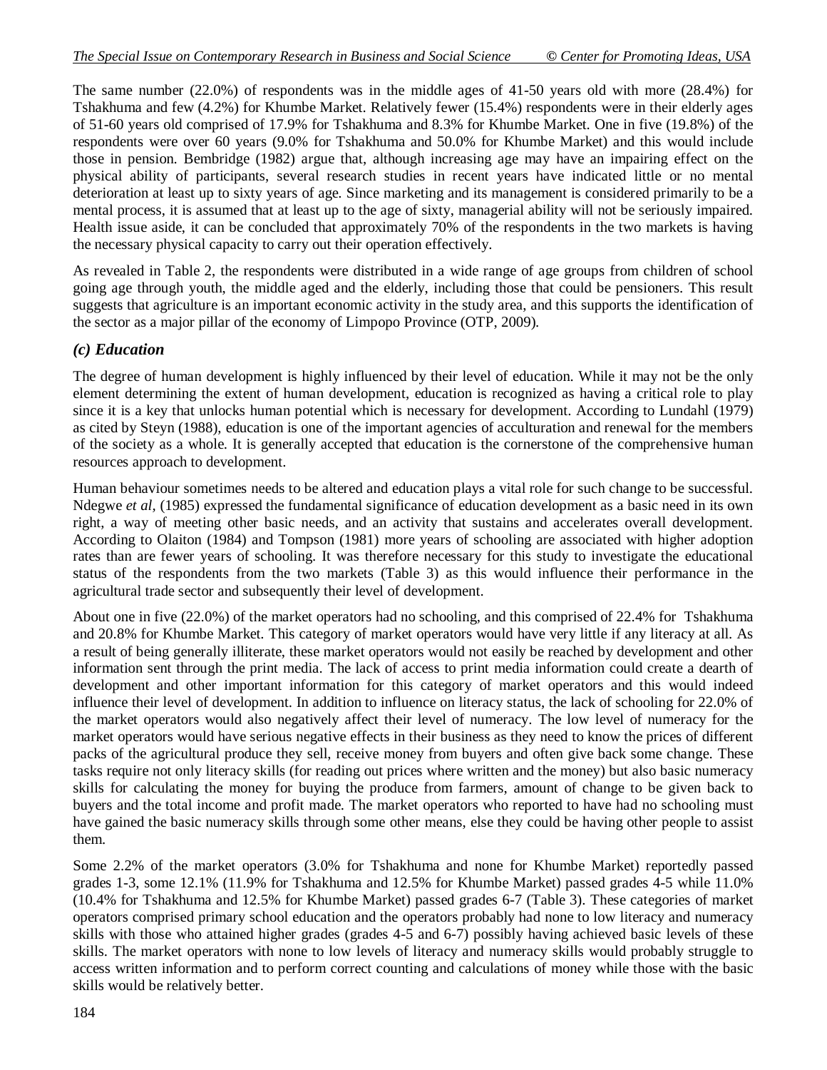The same number (22.0%) of respondents was in the middle ages of 41-50 years old with more (28.4%) for Tshakhuma and few (4.2%) for Khumbe Market. Relatively fewer (15.4%) respondents were in their elderly ages of 51-60 years old comprised of 17.9% for Tshakhuma and 8.3% for Khumbe Market. One in five (19.8%) of the respondents were over 60 years (9.0% for Tshakhuma and 50.0% for Khumbe Market) and this would include those in pension. Bembridge (1982) argue that, although increasing age may have an impairing effect on the physical ability of participants, several research studies in recent years have indicated little or no mental deterioration at least up to sixty years of age. Since marketing and its management is considered primarily to be a mental process, it is assumed that at least up to the age of sixty, managerial ability will not be seriously impaired. Health issue aside, it can be concluded that approximately 70% of the respondents in the two markets is having the necessary physical capacity to carry out their operation effectively.

As revealed in Table 2, the respondents were distributed in a wide range of age groups from children of school going age through youth, the middle aged and the elderly, including those that could be pensioners. This result suggests that agriculture is an important economic activity in the study area, and this supports the identification of the sector as a major pillar of the economy of Limpopo Province (OTP, 2009).

### *(c) Education*

The degree of human development is highly influenced by their level of education. While it may not be the only element determining the extent of human development, education is recognized as having a critical role to play since it is a key that unlocks human potential which is necessary for development. According to Lundahl (1979) as cited by Steyn (1988), education is one of the important agencies of acculturation and renewal for the members of the society as a whole. It is generally accepted that education is the cornerstone of the comprehensive human resources approach to development.

Human behaviour sometimes needs to be altered and education plays a vital role for such change to be successful. Ndegwe *et al,* (1985) expressed the fundamental significance of education development as a basic need in its own right, a way of meeting other basic needs, and an activity that sustains and accelerates overall development. According to Olaiton (1984) and Tompson (1981) more years of schooling are associated with higher adoption rates than are fewer years of schooling. It was therefore necessary for this study to investigate the educational status of the respondents from the two markets (Table 3) as this would influence their performance in the agricultural trade sector and subsequently their level of development.

About one in five (22.0%) of the market operators had no schooling, and this comprised of 22.4% for Tshakhuma and 20.8% for Khumbe Market. This category of market operators would have very little if any literacy at all. As a result of being generally illiterate, these market operators would not easily be reached by development and other information sent through the print media. The lack of access to print media information could create a dearth of development and other important information for this category of market operators and this would indeed influence their level of development. In addition to influence on literacy status, the lack of schooling for 22.0% of the market operators would also negatively affect their level of numeracy. The low level of numeracy for the market operators would have serious negative effects in their business as they need to know the prices of different packs of the agricultural produce they sell, receive money from buyers and often give back some change. These tasks require not only literacy skills (for reading out prices where written and the money) but also basic numeracy skills for calculating the money for buying the produce from farmers, amount of change to be given back to buyers and the total income and profit made. The market operators who reported to have had no schooling must have gained the basic numeracy skills through some other means, else they could be having other people to assist them.

Some 2.2% of the market operators (3.0% for Tshakhuma and none for Khumbe Market) reportedly passed grades 1-3, some 12.1% (11.9% for Tshakhuma and 12.5% for Khumbe Market) passed grades 4-5 while 11.0% (10.4% for Tshakhuma and 12.5% for Khumbe Market) passed grades 6-7 (Table 3). These categories of market operators comprised primary school education and the operators probably had none to low literacy and numeracy skills with those who attained higher grades (grades 4-5 and 6-7) possibly having achieved basic levels of these skills. The market operators with none to low levels of literacy and numeracy skills would probably struggle to access written information and to perform correct counting and calculations of money while those with the basic skills would be relatively better.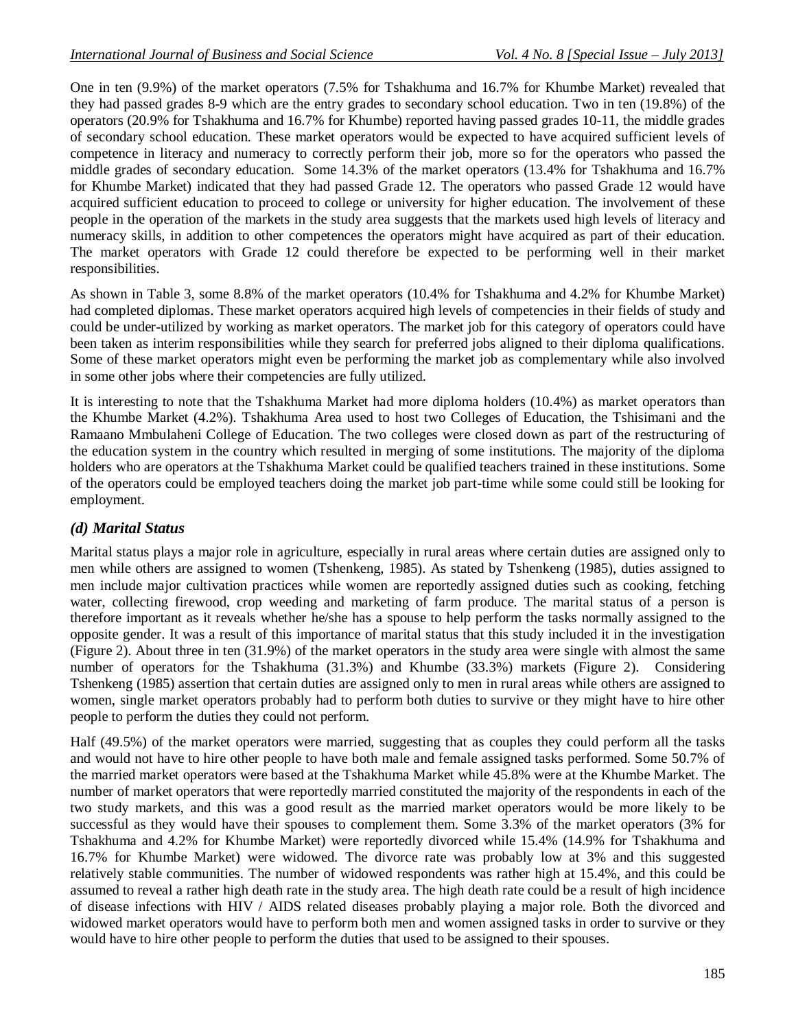One in ten (9.9%) of the market operators (7.5% for Tshakhuma and 16.7% for Khumbe Market) revealed that they had passed grades 8-9 which are the entry grades to secondary school education. Two in ten (19.8%) of the operators (20.9% for Tshakhuma and 16.7% for Khumbe) reported having passed grades 10-11, the middle grades of secondary school education. These market operators would be expected to have acquired sufficient levels of competence in literacy and numeracy to correctly perform their job, more so for the operators who passed the middle grades of secondary education. Some 14.3% of the market operators (13.4% for Tshakhuma and 16.7% for Khumbe Market) indicated that they had passed Grade 12. The operators who passed Grade 12 would have acquired sufficient education to proceed to college or university for higher education. The involvement of these people in the operation of the markets in the study area suggests that the markets used high levels of literacy and numeracy skills, in addition to other competences the operators might have acquired as part of their education. The market operators with Grade 12 could therefore be expected to be performing well in their market responsibilities.

As shown in Table 3, some 8.8% of the market operators (10.4% for Tshakhuma and 4.2% for Khumbe Market) had completed diplomas. These market operators acquired high levels of competencies in their fields of study and could be under-utilized by working as market operators. The market job for this category of operators could have been taken as interim responsibilities while they search for preferred jobs aligned to their diploma qualifications. Some of these market operators might even be performing the market job as complementary while also involved in some other jobs where their competencies are fully utilized.

It is interesting to note that the Tshakhuma Market had more diploma holders (10.4%) as market operators than the Khumbe Market (4.2%). Tshakhuma Area used to host two Colleges of Education, the Tshisimani and the Ramaano Mmbulaheni College of Education. The two colleges were closed down as part of the restructuring of the education system in the country which resulted in merging of some institutions. The majority of the diploma holders who are operators at the Tshakhuma Market could be qualified teachers trained in these institutions. Some of the operators could be employed teachers doing the market job part-time while some could still be looking for employment.

### *(d) Marital Status*

Marital status plays a major role in agriculture, especially in rural areas where certain duties are assigned only to men while others are assigned to women (Tshenkeng, 1985). As stated by Tshenkeng (1985), duties assigned to men include major cultivation practices while women are reportedly assigned duties such as cooking, fetching water, collecting firewood, crop weeding and marketing of farm produce. The marital status of a person is therefore important as it reveals whether he/she has a spouse to help perform the tasks normally assigned to the opposite gender. It was a result of this importance of marital status that this study included it in the investigation (Figure 2). About three in ten (31.9%) of the market operators in the study area were single with almost the same number of operators for the Tshakhuma (31.3%) and Khumbe (33.3%) markets (Figure 2). Considering Tshenkeng (1985) assertion that certain duties are assigned only to men in rural areas while others are assigned to women, single market operators probably had to perform both duties to survive or they might have to hire other people to perform the duties they could not perform.

Half (49.5%) of the market operators were married, suggesting that as couples they could perform all the tasks and would not have to hire other people to have both male and female assigned tasks performed. Some 50.7% of the married market operators were based at the Tshakhuma Market while 45.8% were at the Khumbe Market. The number of market operators that were reportedly married constituted the majority of the respondents in each of the two study markets, and this was a good result as the married market operators would be more likely to be successful as they would have their spouses to complement them. Some 3.3% of the market operators (3% for Tshakhuma and 4.2% for Khumbe Market) were reportedly divorced while 15.4% (14.9% for Tshakhuma and 16.7% for Khumbe Market) were widowed. The divorce rate was probably low at 3% and this suggested relatively stable communities. The number of widowed respondents was rather high at 15.4%, and this could be assumed to reveal a rather high death rate in the study area. The high death rate could be a result of high incidence of disease infections with HIV / AIDS related diseases probably playing a major role. Both the divorced and widowed market operators would have to perform both men and women assigned tasks in order to survive or they would have to hire other people to perform the duties that used to be assigned to their spouses.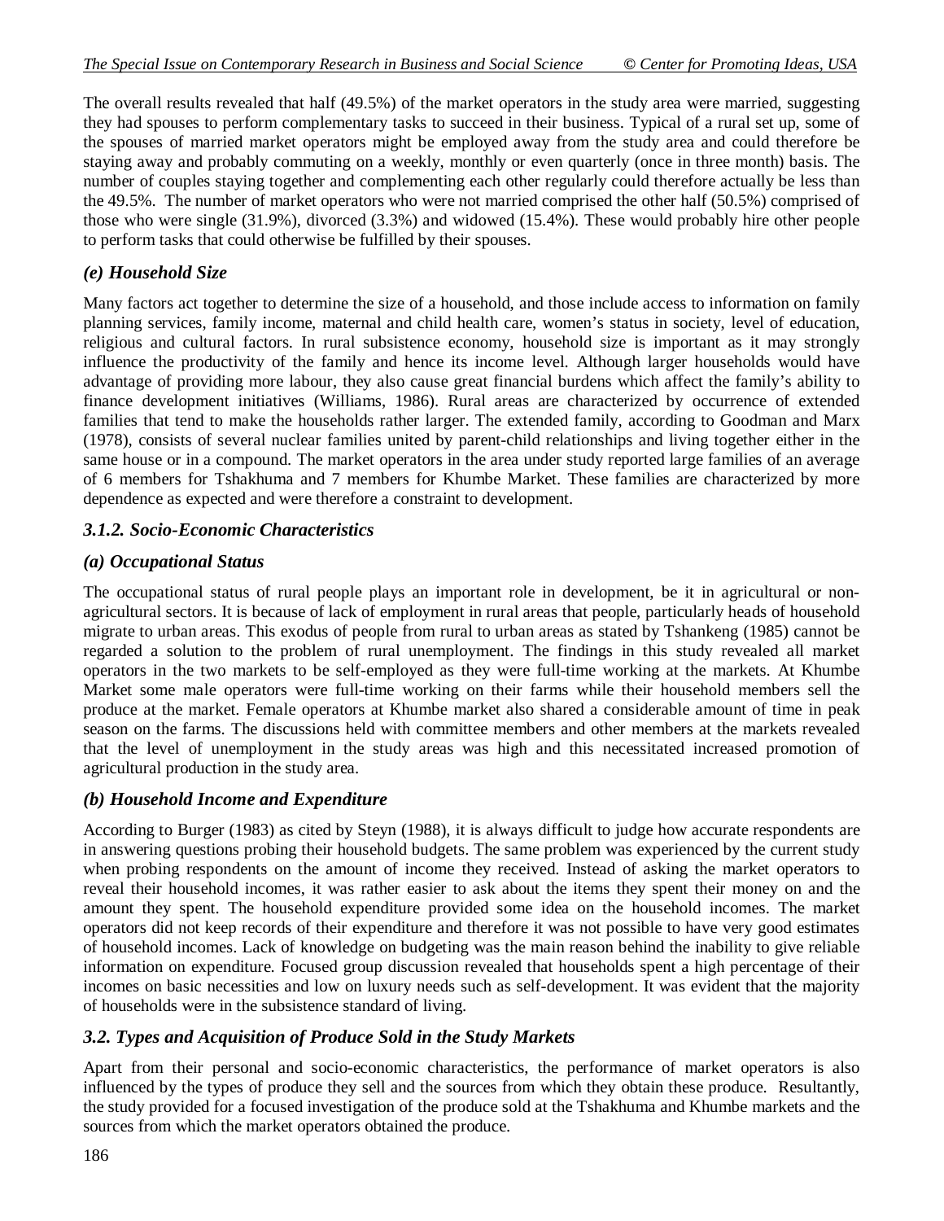The overall results revealed that half (49.5%) of the market operators in the study area were married, suggesting they had spouses to perform complementary tasks to succeed in their business. Typical of a rural set up, some of the spouses of married market operators might be employed away from the study area and could therefore be staying away and probably commuting on a weekly, monthly or even quarterly (once in three month) basis. The number of couples staying together and complementing each other regularly could therefore actually be less than the 49.5%. The number of market operators who were not married comprised the other half (50.5%) comprised of those who were single (31.9%), divorced (3.3%) and widowed (15.4%). These would probably hire other people to perform tasks that could otherwise be fulfilled by their spouses.

### *(e) Household Size*

Many factors act together to determine the size of a household, and those include access to information on family planning services, family income, maternal and child health care, women's status in society, level of education, religious and cultural factors. In rural subsistence economy, household size is important as it may strongly influence the productivity of the family and hence its income level. Although larger households would have advantage of providing more labour, they also cause great financial burdens which affect the family's ability to finance development initiatives (Williams, 1986). Rural areas are characterized by occurrence of extended families that tend to make the households rather larger. The extended family, according to Goodman and Marx (1978), consists of several nuclear families united by parent-child relationships and living together either in the same house or in a compound. The market operators in the area under study reported large families of an average of 6 members for Tshakhuma and 7 members for Khumbe Market. These families are characterized by more dependence as expected and were therefore a constraint to development.

## *3.1.2. Socio-Economic Characteristics*

### *(a) Occupational Status*

The occupational status of rural people plays an important role in development, be it in agricultural or non-agricultural sectors. It is because of lack of employment in rural areas that people, particularly heads of household migrate to urban areas. This exodus of people from rural to urban areas as stated by Tshankeng (1985) cannot be regarded a solution to the problem of rural unemployment. The findings in this study revealed all market operators in the two markets to be self-employed as they were full-time working at the markets. At Khumbe Market some male operators were full-time working on their farms while their household members sell the produce at the market. Female operators at Khumbe market also shared a considerable amount of time in peak season on the farms. The discussions held with committee members and other members at the markets revealed that the level of unemployment in the study areas was high and this necessitated increased promotion of agricultural production in the study area.

### *(b) Household Income and Expenditure*

According to Burger (1983) as cited by Steyn (1988), it is always difficult to judge how accurate respondents are in answering questions probing their household budgets. The same problem was experienced by the current study when probing respondents on the amount of income they received. Instead of asking the market operators to reveal their household incomes, it was rather easier to ask about the items they spent their money on and the amount they spent. The household expenditure provided some idea on the household incomes. The market operators did not keep records of their expenditure and therefore it was not possible to have very good estimates of household incomes. Lack of knowledge on budgeting was the main reason behind the inability to give reliable information on expenditure. Focused group discussion revealed that households spent a high percentage of their incomes on basic necessities and low on luxury needs such as self-development. It was evident that the majority of households were in the subsistence standard of living.

## *3.2. Types and Acquisition of Produce Sold in the Study Markets*

Apart from their personal and socio-economic characteristics, the performance of market operators is also influenced by the types of produce they sell and the sources from which they obtain these produce. Resultantly, the study provided for a focused investigation of the produce sold at the Tshakhuma and Khumbe markets and the sources from which the market operators obtained the produce.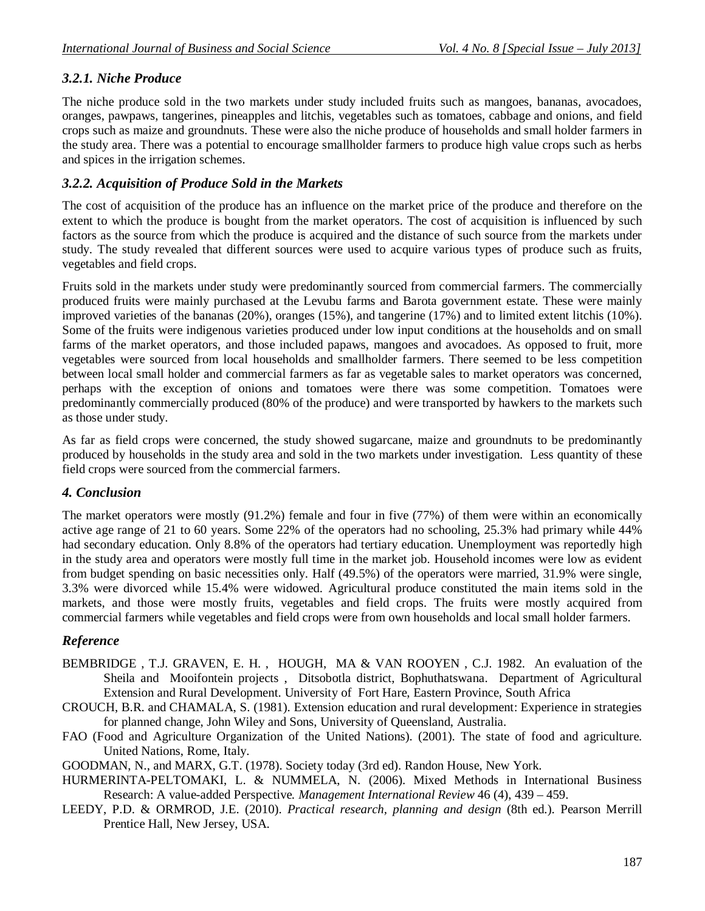### *3.2.1. Niche Produce*

The niche produce sold in the two markets under study included fruits such as mangoes, bananas, avocadoes, oranges, pawpaws, tangerines, pineapples and litchis, vegetables such as tomatoes, cabbage and onions, and field crops such as maize and groundnuts. These were also the niche produce of households and small holder farmers in the study area. There was a potential to encourage smallholder farmers to produce high value crops such as herbs and spices in the irrigation schemes.

### *3.2.2. Acquisition of Produce Sold in the Markets*

The cost of acquisition of the produce has an influence on the market price of the produce and therefore on the extent to which the produce is bought from the market operators. The cost of acquisition is influenced by such factors as the source from which the produce is acquired and the distance of such source from the markets under study. The study revealed that different sources were used to acquire various types of produce such as fruits, vegetables and field crops.

Fruits sold in the markets under study were predominantly sourced from commercial farmers. The commercially produced fruits were mainly purchased at the Levubu farms and Barota government estate. These were mainly improved varieties of the bananas (20%), oranges (15%), and tangerine (17%) and to limited extent litchis (10%). Some of the fruits were indigenous varieties produced under low input conditions at the households and on small farms of the market operators, and those included papaws, mangoes and avocadoes. As opposed to fruit, more vegetables were sourced from local households and smallholder farmers. There seemed to be less competition between local small holder and commercial farmers as far as vegetable sales to market operators was concerned, perhaps with the exception of onions and tomatoes were there was some competition. Tomatoes were predominantly commercially produced (80% of the produce) and were transported by hawkers to the markets such as those under study.

As far as field crops were concerned, the study showed sugarcane, maize and groundnuts to be predominantly produced by households in the study area and sold in the two markets under investigation. Less quantity of these field crops were sourced from the commercial farmers.

## *4. Conclusion*

The market operators were mostly (91.2%) female and four in five (77%) of them were within an economically active age range of 21 to 60 years. Some 22% of the operators had no schooling, 25.3% had primary while 44% had secondary education. Only 8.8% of the operators had tertiary education. Unemployment was reportedly high in the study area and operators were mostly full time in the market job. Household incomes were low as evident from budget spending on basic necessities only. Half (49.5%) of the operators were married, 31.9% were single, 3.3% were divorced while 15.4% were widowed. Agricultural produce constituted the main items sold in the markets, and those were mostly fruits, vegetables and field crops. The fruits were mostly acquired from commercial farmers while vegetables and field crops were from own households and local small holder farmers.

## *Reference*

BEMBRIDGE , T.J. GRAVEN, E. H. , HOUGH, MA & VAN ROOYEN , C.J. 1982. An evaluation of the Sheila and Mooifontein projects , Ditsobotla district, Bophuthatswana. Department of Agricultural Extension and Rural Development. University of Fort Hare, Eastern Province, South Africa

CROUCH, B.R. and CHAMALA, S. (1981). Extension education and rural development: Experience in strategies for planned change, John Wiley and Sons, University of Queensland, Australia.

FAO (Food and Agriculture Organization of the United Nations). (2001). The state of food and agriculture. United Nations, Rome, Italy.

GOODMAN, N., and MARX, G.T. (1978). Society today (3rd ed). Randon House, New York.

HURMERINTA-PELTOMAKI, L. & NUMMELA, N. (2006). Mixed Methods in International Business Research: A value-added Perspective. *Management International Review* 46 (4), 439 – 459.

LEEDY, P.D. & ORMROD, J.E. (2010). *Practical research, planning and design* (8th ed.). Pearson Merrill Prentice Hall, New Jersey, USA.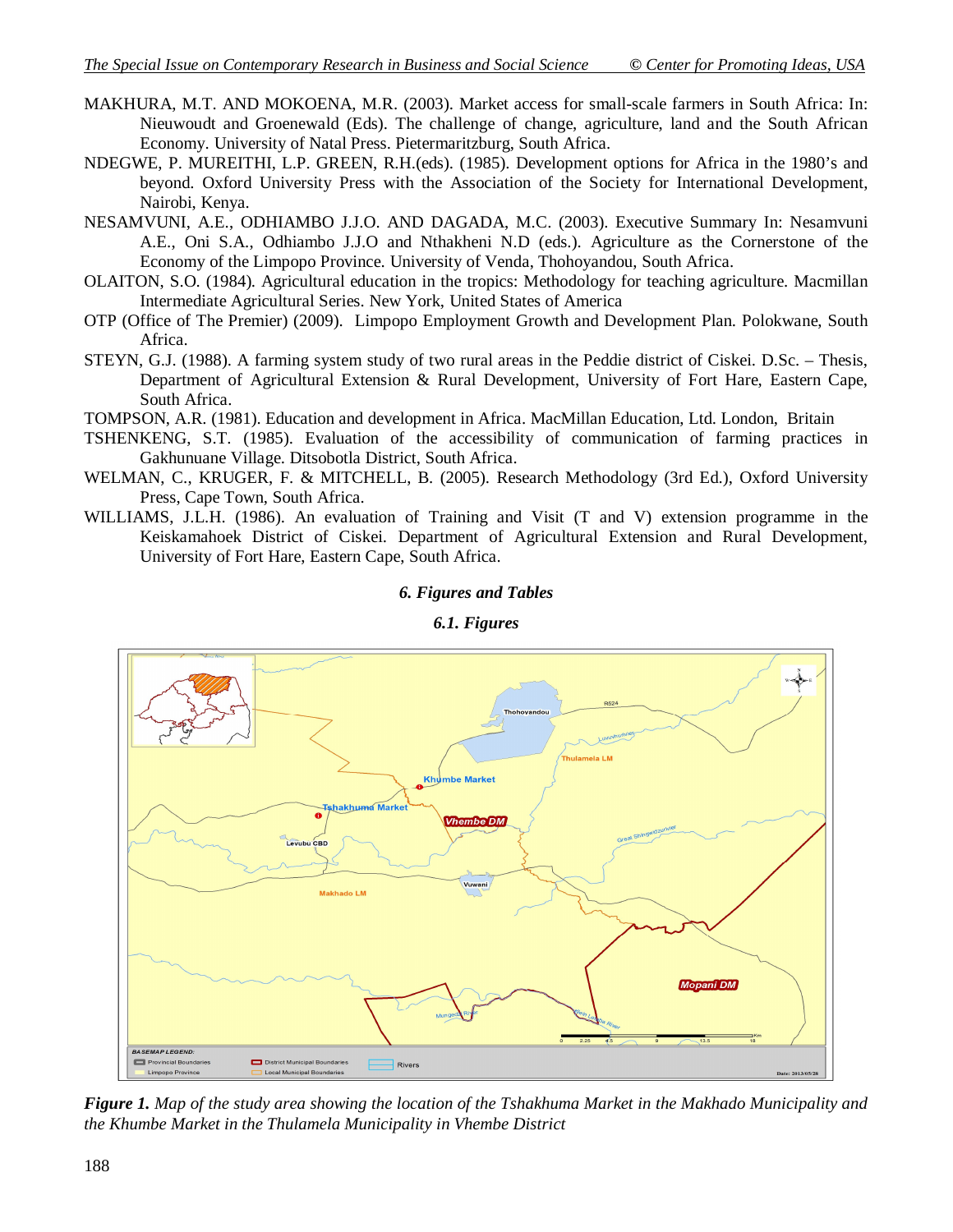MAKHURA, M.T. AND MOKOENA, M.R. (2003). Market access for small-scale farmers in South Africa: In: Nieuwoudt and Groenewald (Eds). The challenge of change, agriculture, land and the South African Economy. University of Natal Press. Pietermaritzburg, South Africa.

NDEGWE, P. MUREITHI, L.P. GREEN, R.H.(eds). (1985). Development options for Africa in the 1980's and beyond. Oxford University Press with the Association of the Society for International Development, Nairobi, Kenya.

NESAMVUNI, A.E., ODHIAMBO J.J.O. AND DAGADA, M.C. (2003). Executive Summary In: Nesamvuni A.E., Oni S.A., Odhiambo J.J.O and Nthakheni N.D (eds.). Agriculture as the Cornerstone of the Economy of the Limpopo Province. University of Venda, Thohoyandou, South Africa.

OLAITON, S.O. (1984). Agricultural education in the tropics: Methodology for teaching agriculture. Macmillan Intermediate Agricultural Series. New York, United States of America

OTP (Office of The Premier) (2009). Limpopo Employment Growth and Development Plan. Polokwane, South Africa.

STEYN, G.J. (1988). A farming system study of two rural areas in the Peddie district of Ciskei. D.Sc. – Thesis, Department of Agricultural Extension & Rural Development, University of Fort Hare, Eastern Cape, South Africa.

TOMPSON, A.R. (1981). Education and development in Africa. MacMillan Education, Ltd. London, Britain

TSHENKENG, S.T. (1985). Evaluation of the accessibility of communication of farming practices in Gakhunuane Village. Ditsobotla District, South Africa.

WELMAN, C., KRUGER, F. & MITCHELL, B. (2005). Research Methodology (3rd Ed.), Oxford University Press, Cape Town, South Africa.

WILLIAMS, J.L.H. (1986). An evaluation of Training and Visit (T and V) extension programme in the Keiskamahoek District of Ciskei. Department of Agricultural Extension and Rural Development, University of Fort Hare, Eastern Cape, South Africa.

## *6. Figures and Tables*

### *6.1. Figures*

***Figure 1.*** *Map of the study area showing the location of the Tshakhuma Market in the Makhado Municipality and the Khumbe Market in the Thulamela Municipality in Vhembe District*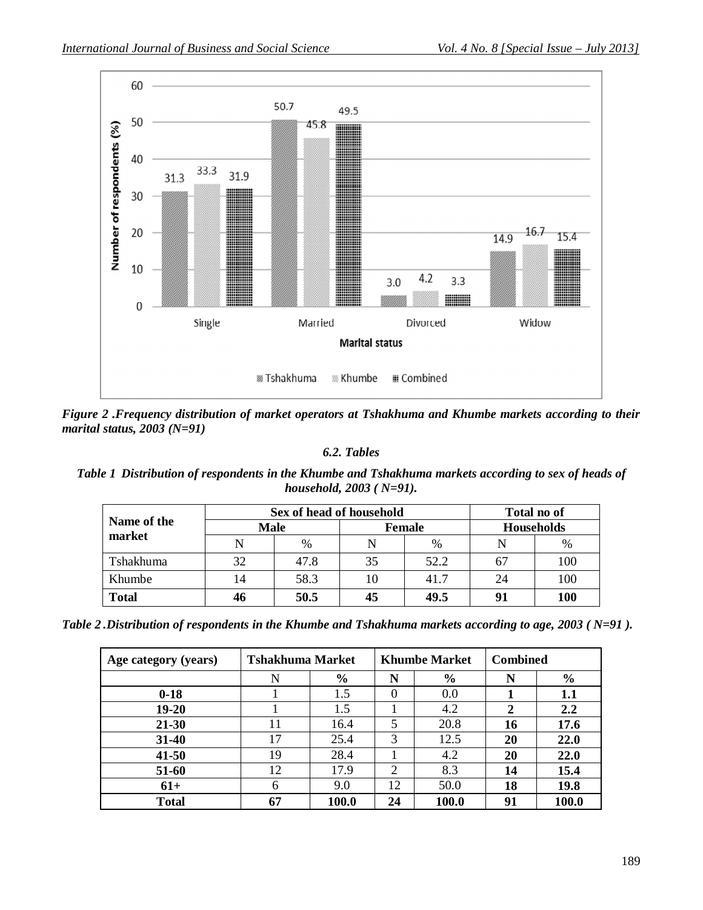*Figure 2 .Frequency distribution of market operators at Tshakhuma and Khumbe markets according to their marital status, 2003 (N=91)*

### *6.2. Tables*

***Table 1 Distribution of respondents in the Khumbe and Tshakhuma markets according to sex of heads of household, 2003 ( N=91).***

| Name of the market | Sex of head of household | | | | Total no of Households | |
|---|---|---|---|---|---|---|
| | Male | | Female | | | |
| | N | % | N | % | N | % |
| Tshakhuma | 32 | 47.8 | 35 | 52.2 | 67 | 100 |
| Khumbe | 14 | 58.3 | 10 | 41.7 | 24 | 100 |
| **Total** | **46** | **50.5** | **45** | **49.5** | **91** | **100** |

***Table 2 .Distribution of respondents in the Khumbe and Tshakhuma markets according to age, 2003 ( N=91 ).***

| Age category (years) | Tshakhuma Market | | Khumbe Market | | Combined | |
|---|---|---|---|---|---|---|
| | N | % | N | % | N | % |
| **0-18** | 1 | 1.5 | 0 | 0.0 | **1** | **1.1** |
| **19-20** | 1 | 1.5 | 1 | 4.2 | **2** | **2.2** |
| **21-30** | 11 | 16.4 | 5 | 20.8 | **16** | **17.6** |
| **31-40** | 17 | 25.4 | 3 | 12.5 | **20** | **22.0** |
| **41-50** | 19 | 28.4 | 1 | 4.2 | **20** | **22.0** |
| **51-60** | 12 | 17.9 | 2 | 8.3 | **14** | **15.4** |
| **61+** | 6 | 9.0 | 12 | 50.0 | **18** | **19.8** |
| **Total** | **67** | **100.0** | **24** | **100.0** | **91** | **100.0** |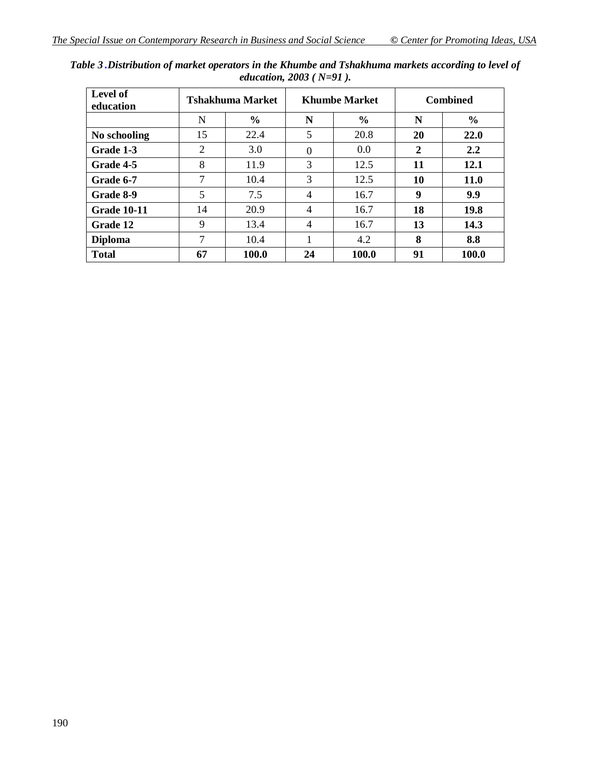***Table 3 .Distribution of market operators in the Khumbe and Tshakhuma markets according to level of education, 2003 ( N=91 ).***

| Level of education | Tshakhuma Market | | Khumbe Market | | Combined | |
|---|---|---|---|---|---|---|
| | N | % | N | % | N | % |
| **No schooling** | 15 | 22.4 | 5 | 20.8 | **20** | **22.0** |
| **Grade 1-3** | 2 | 3.0 | 0 | 0.0 | **2** | **2.2** |
| **Grade 4-5** | 8 | 11.9 | 3 | 12.5 | **11** | **12.1** |
| **Grade 6-7** | 7 | 10.4 | 3 | 12.5 | **10** | **11.0** |
| **Grade 8-9** | 5 | 7.5 | 4 | 16.7 | **9** | **9.9** |
| **Grade 10-11** | 14 | 20.9 | 4 | 16.7 | **18** | **19.8** |
| **Grade 12** | 9 | 13.4 | 4 | 16.7 | **13** | **14.3** |
| **Diploma** | 7 | 10.4 | 1 | 4.2 | **8** | **8.8** |
| **Total** | **67** | **100.0** | **24** | **100.0** | **91** | **100.0** |